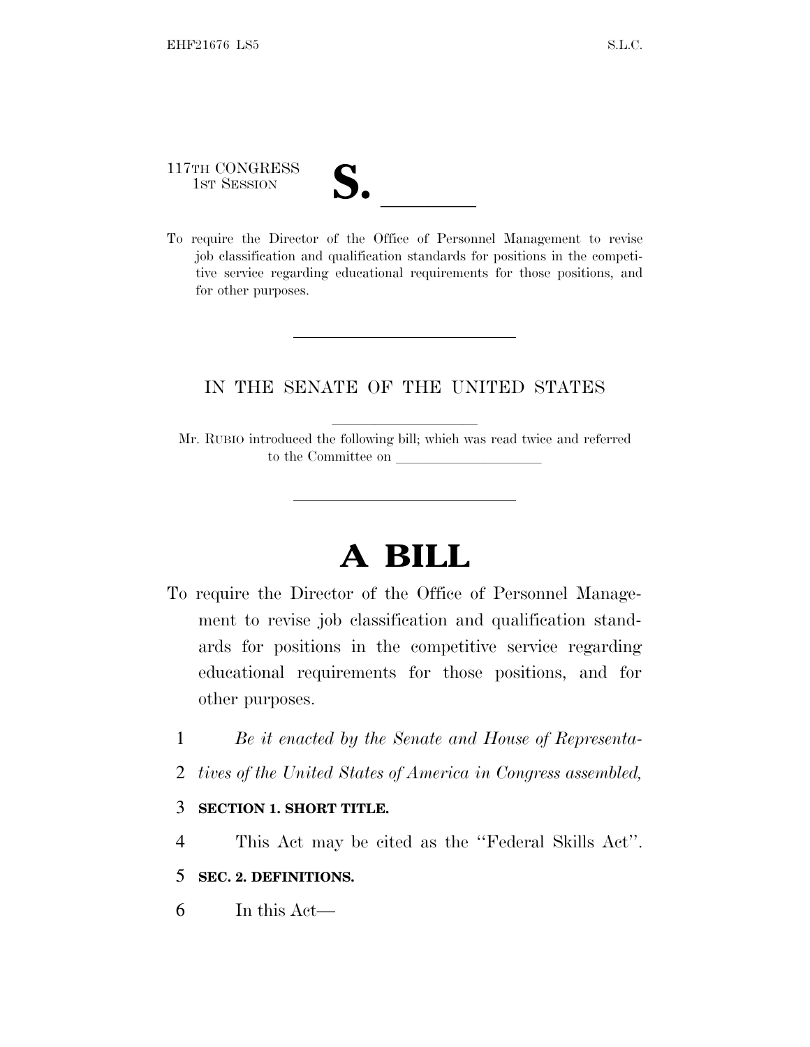117TH CONGRESS
1ST SESSION

# S. ______

To require the Director of the Office of Personnel Management to revise job classification and qualification standards for positions in the competitive service regarding educational requirements for those positions, and for other purposes.

---

IN THE SENATE OF THE UNITED STATES

Mr. RUBIO introduced the following bill; which was read twice and referred to the Committee on ____________________

---

# A BILL

To require the Director of the Office of Personnel Management to revise job classification and qualification standards for positions in the competitive service regarding educational requirements for those positions, and for other purposes.

1 *Be it enacted by the Senate and House of Representa-*
2 *tives of the United States of America in Congress assembled,*

3 **SECTION 1. SHORT TITLE.**

4 This Act may be cited as the ''Federal Skills Act''.

5 **SEC. 2. DEFINITIONS.**

6 In this Act—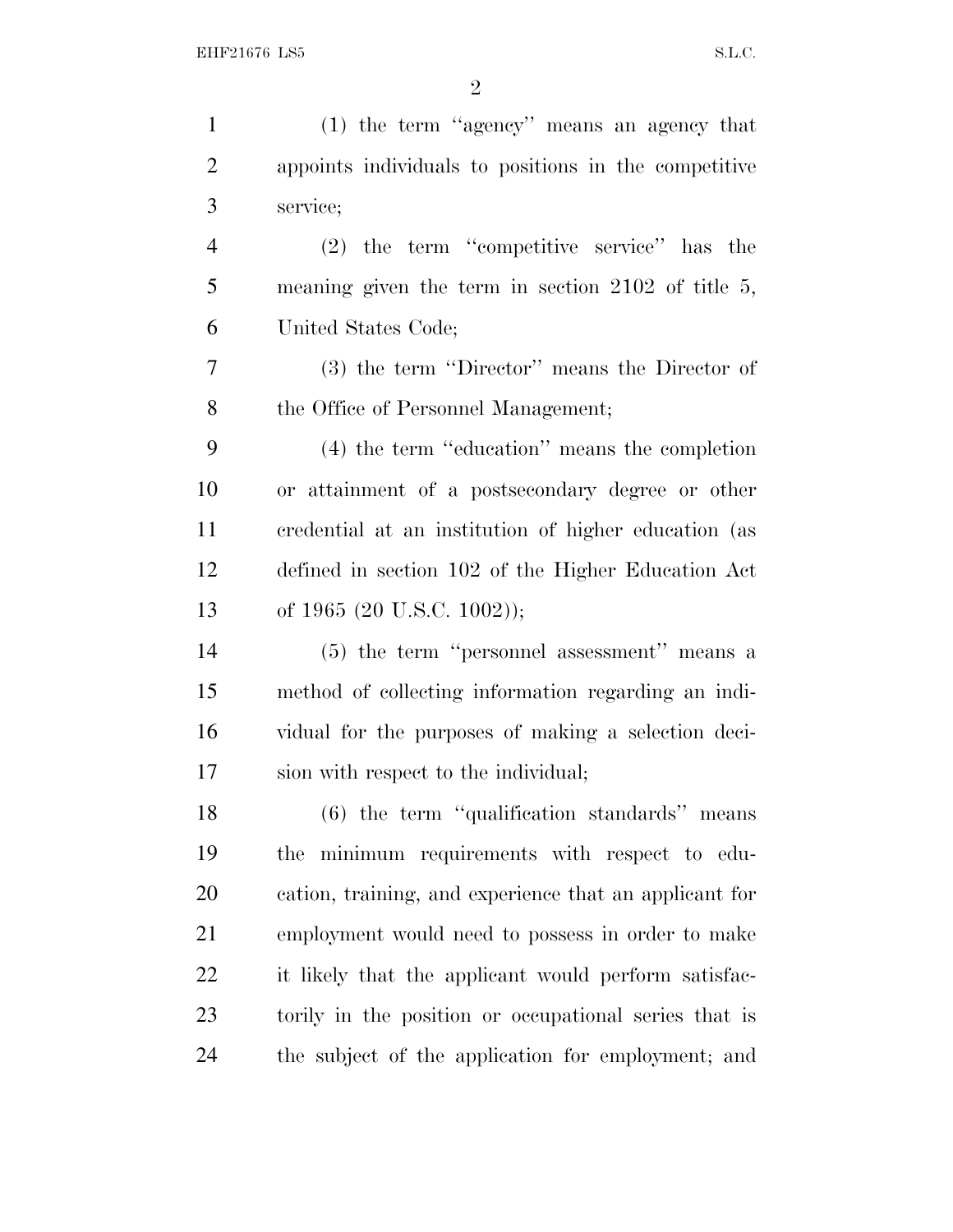(1) the term ''agency'' means an agency that appoints individuals to positions in the competitive service;

(2) the term ''competitive service'' has the meaning given the term in section 2102 of title 5, United States Code;

(3) the term ''Director'' means the Director of the Office of Personnel Management;

(4) the term ''education'' means the completion or attainment of a postsecondary degree or other credential at an institution of higher education (as defined in section 102 of the Higher Education Act of 1965 (20 U.S.C. 1002));

(5) the term ''personnel assessment'' means a method of collecting information regarding an individual for the purposes of making a selection decision with respect to the individual;

(6) the term ''qualification standards'' means the minimum requirements with respect to education, training, and experience that an applicant for employment would need to possess in order to make it likely that the applicant would perform satisfactorily in the position or occupational series that is the subject of the application for employment; and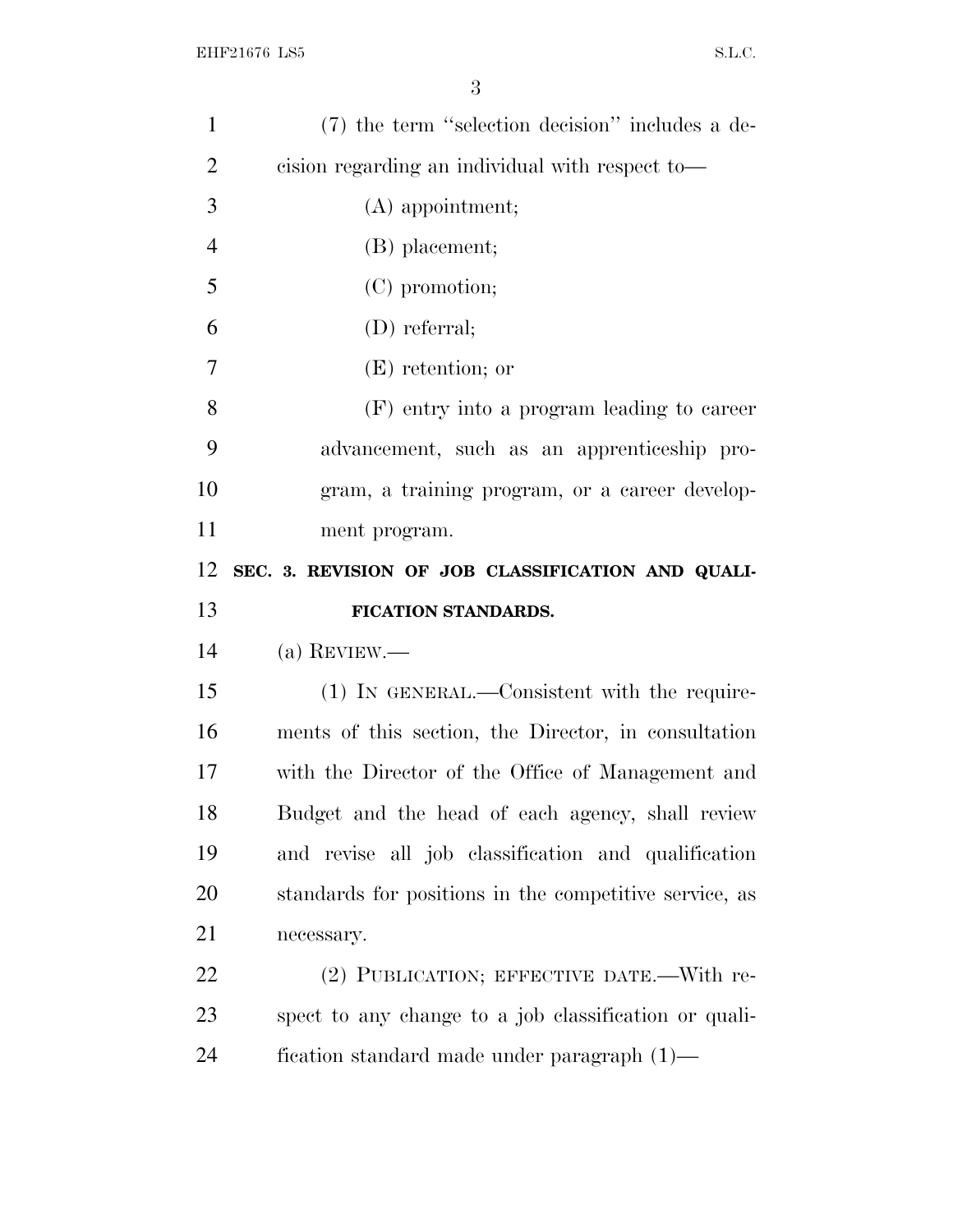(7) the term "selection decision" includes a decision regarding an individual with respect to—

(A) appointment;

(B) placement;

(C) promotion;

(D) referral;

(E) retention; or

(F) entry into a program leading to career advancement, such as an apprenticeship program, a training program, or a career development program.

## SEC. 3. REVISION OF JOB CLASSIFICATION AND QUALIFICATION STANDARDS.

(a) REVIEW.—

(1) IN GENERAL.—Consistent with the requirements of this section, the Director, in consultation with the Director of the Office of Management and Budget and the head of each agency, shall review and revise all job classification and qualification standards for positions in the competitive service, as necessary.

(2) PUBLICATION; EFFECTIVE DATE.—With respect to any change to a job classification or qualification standard made under paragraph (1)—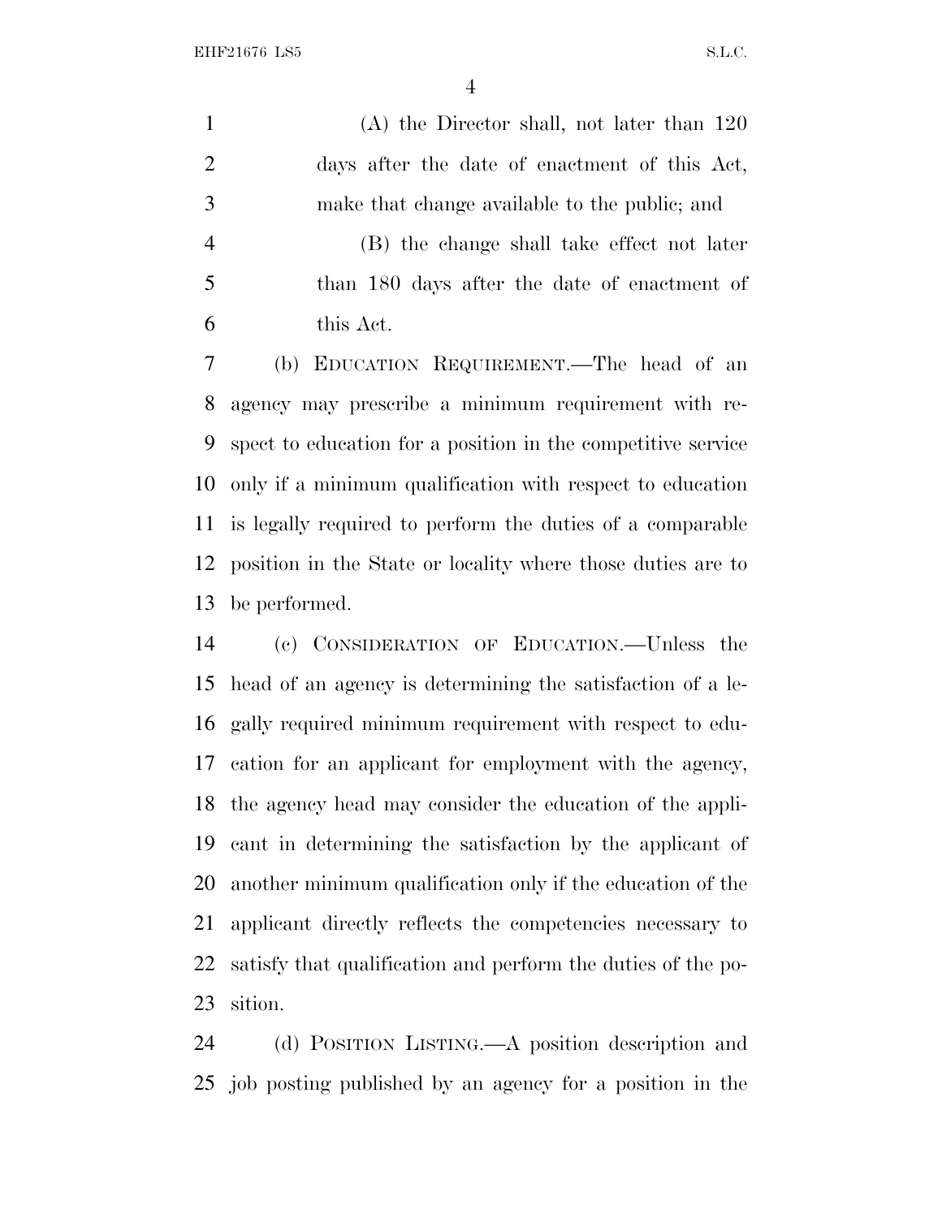(A) the Director shall, not later than 120 days after the date of enactment of this Act, make that change available to the public; and

(B) the change shall take effect not later than 180 days after the date of enactment of this Act.

(b) EDUCATION REQUIREMENT.—The head of an agency may prescribe a minimum requirement with respect to education for a position in the competitive service only if a minimum qualification with respect to education is legally required to perform the duties of a comparable position in the State or locality where those duties are to be performed.

(c) CONSIDERATION OF EDUCATION.—Unless the head of an agency is determining the satisfaction of a legally required minimum requirement with respect to education for an applicant for employment with the agency, the agency head may consider the education of the applicant in determining the satisfaction by the applicant of another minimum qualification only if the education of the applicant directly reflects the competencies necessary to satisfy that qualification and perform the duties of the position.

(d) POSITION LISTING.—A position description and job posting published by an agency for a position in the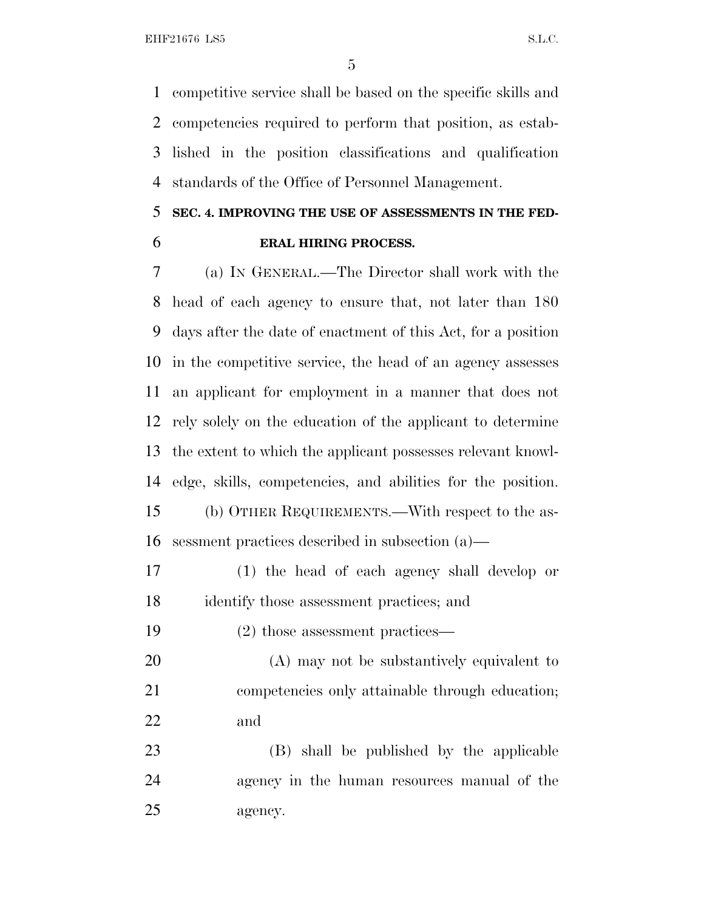competitive service shall be based on the specific skills and competencies required to perform that position, as established in the position classifications and qualification standards of the Office of Personnel Management.

## SEC. 4. IMPROVING THE USE OF ASSESSMENTS IN THE FEDERAL HIRING PROCESS.

(a) IN GENERAL.—The Director shall work with the head of each agency to ensure that, not later than 180 days after the date of enactment of this Act, for a position in the competitive service, the head of an agency assesses an applicant for employment in a manner that does not rely solely on the education of the applicant to determine the extent to which the applicant possesses relevant knowledge, skills, competencies, and abilities for the position.

(b) OTHER REQUIREMENTS.—With respect to the assessment practices described in subsection (a)—

(1) the head of each agency shall develop or identify those assessment practices; and

(2) those assessment practices—

(A) may not be substantively equivalent to competencies only attainable through education; and

(B) shall be published by the applicable agency in the human resources manual of the agency.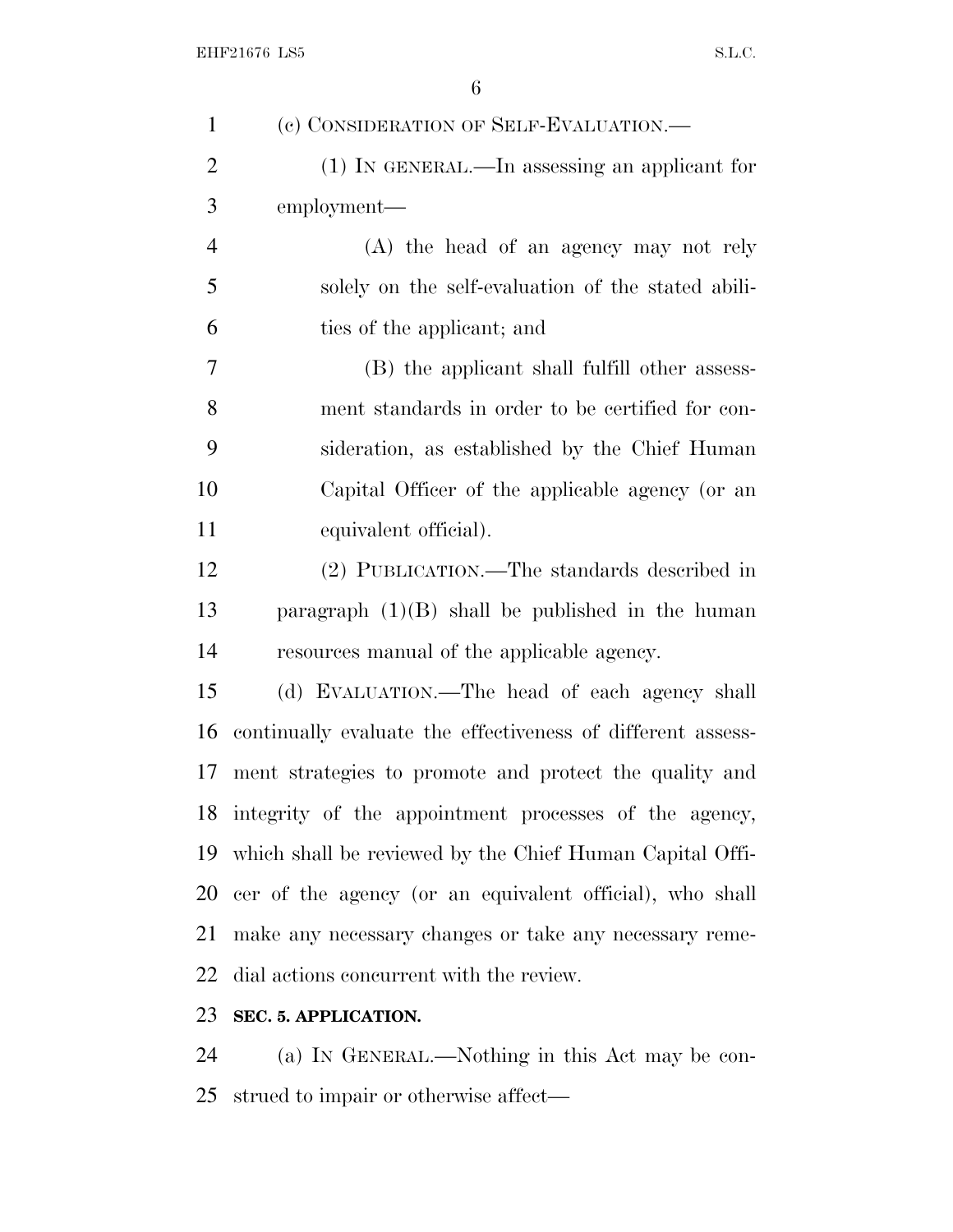(c) CONSIDERATION OF SELF-EVALUATION.—

(1) IN GENERAL.—In assessing an applicant for employment—

(A) the head of an agency may not rely solely on the self-evaluation of the stated abilities of the applicant; and

(B) the applicant shall fulfill other assessment standards in order to be certified for consideration, as established by the Chief Human Capital Officer of the applicable agency (or an equivalent official).

(2) PUBLICATION.—The standards described in paragraph (1)(B) shall be published in the human resources manual of the applicable agency.

(d) EVALUATION.—The head of each agency shall continually evaluate the effectiveness of different assessment strategies to promote and protect the quality and integrity of the appointment processes of the agency, which shall be reviewed by the Chief Human Capital Officer of the agency (or an equivalent official), who shall make any necessary changes or take any necessary remedial actions concurrent with the review.

**SEC. 5. APPLICATION.**

(a) IN GENERAL.—Nothing in this Act may be construed to impair or otherwise affect—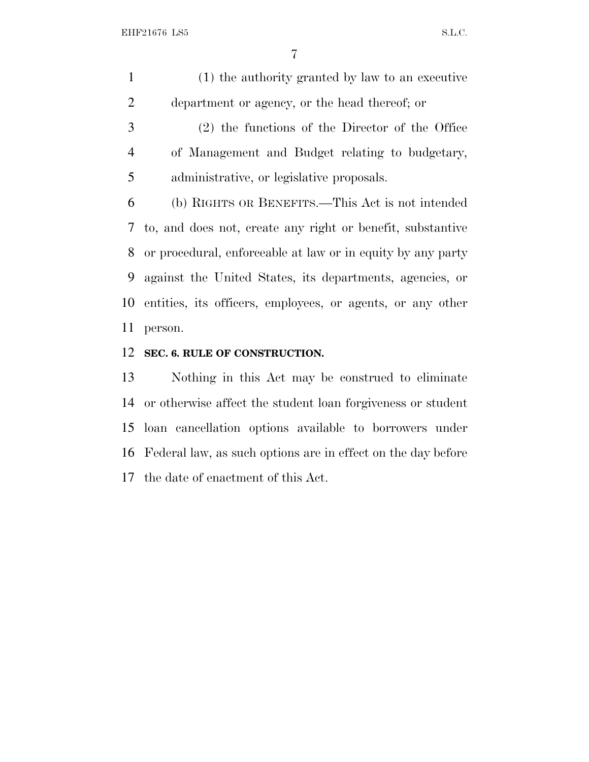(1) the authority granted by law to an executive department or agency, or the head thereof; or

(2) the functions of the Director of the Office of Management and Budget relating to budgetary, administrative, or legislative proposals.

(b) RIGHTS OR BENEFITS.—This Act is not intended to, and does not, create any right or benefit, substantive or procedural, enforceable at law or in equity by any party against the United States, its departments, agencies, or entities, its officers, employees, or agents, or any other person.

**SEC. 6. RULE OF CONSTRUCTION.**

Nothing in this Act may be construed to eliminate or otherwise affect the student loan forgiveness or student loan cancellation options available to borrowers under Federal law, as such options are in effect on the day before the date of enactment of this Act.